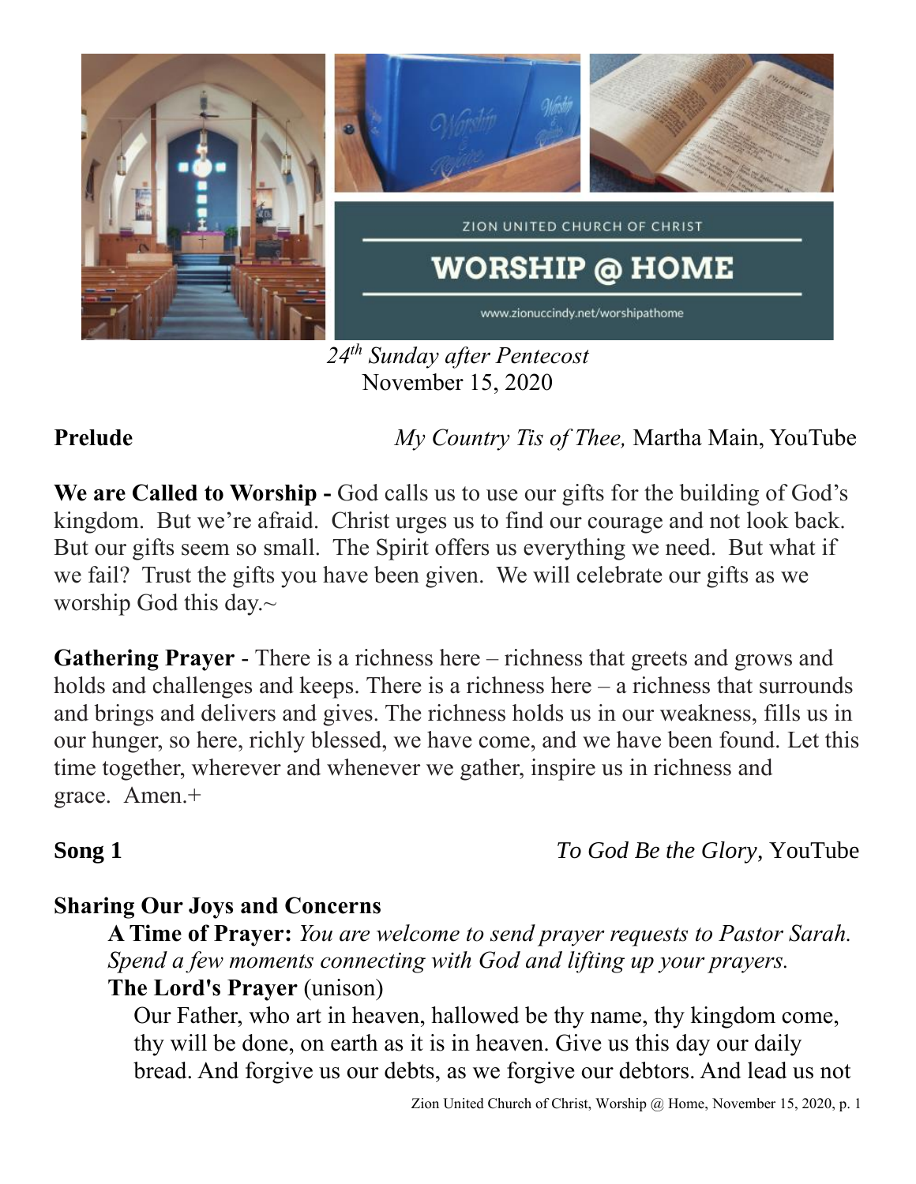ZION UNITED CHURCH OF CHRIST

# WORSHIP @ HOME

www.zionuccindy.net/worshipathome

*24th Sunday after Pentecost*
November 15, 2020

**Prelude** *My Country Tis of Thee,* Martha Main, YouTube

**We are Called to Worship -** God calls us to use our gifts for the building of God's kingdom. But we're afraid. Christ urges us to find our courage and not look back. But our gifts seem so small. The Spirit offers us everything we need. But what if we fail? Trust the gifts you have been given. We will celebrate our gifts as we worship God this day.~

**Gathering Prayer** - There is a richness here – richness that greets and grows and holds and challenges and keeps. There is a richness here – a richness that surrounds and brings and delivers and gives. The richness holds us in our weakness, fills us in our hunger, so here, richly blessed, we have come, and we have been found. Let this time together, wherever and whenever we gather, inspire us in richness and grace. Amen.+

**Song 1** *To God Be the Glory,* YouTube

**Sharing Our Joys and Concerns**

**A Time of Prayer:** *You are welcome to send prayer requests to Pastor Sarah. Spend a few moments connecting with God and lifting up your prayers.*

**The Lord's Prayer** (unison)

Our Father, who art in heaven, hallowed be thy name, thy kingdom come, thy will be done, on earth as it is in heaven. Give us this day our daily bread. And forgive us our debts, as we forgive our debtors. And lead us not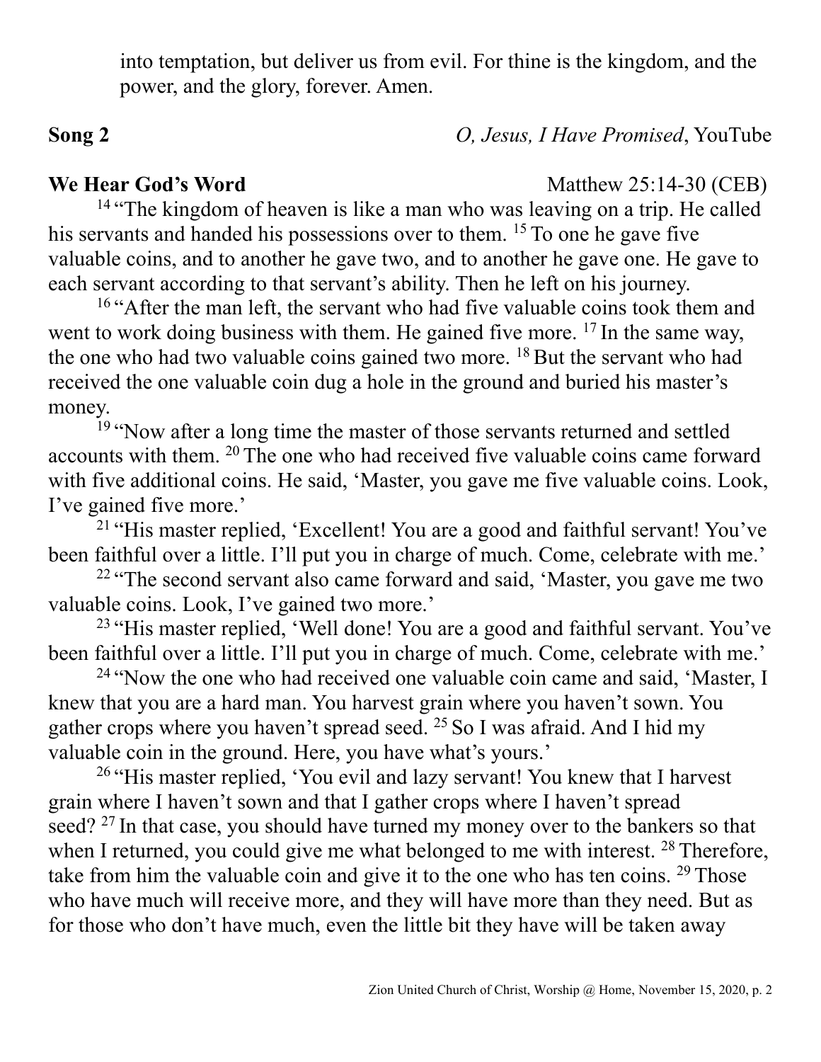into temptation, but deliver us from evil. For thine is the kingdom, and the power, and the glory, forever. Amen.

**Song 2** *O, Jesus, I Have Promised*, YouTube

**We Hear God's Word** Matthew 25:14-30 (CEB)

[14] "The kingdom of heaven is like a man who was leaving on a trip. He called his servants and handed his possessions over to them. [15] To one he gave five valuable coins, and to another he gave two, and to another he gave one. He gave to each servant according to that servant's ability. Then he left on his journey.

[16] "After the man left, the servant who had five valuable coins took them and went to work doing business with them. He gained five more. [17] In the same way, the one who had two valuable coins gained two more. [18] But the servant who had received the one valuable coin dug a hole in the ground and buried his master's money.

[19] "Now after a long time the master of those servants returned and settled accounts with them. [20] The one who had received five valuable coins came forward with five additional coins. He said, 'Master, you gave me five valuable coins. Look, I've gained five more.'

[21] "His master replied, 'Excellent! You are a good and faithful servant! You've been faithful over a little. I'll put you in charge of much. Come, celebrate with me.'

[22] "The second servant also came forward and said, 'Master, you gave me two valuable coins. Look, I've gained two more.'

[23] "His master replied, 'Well done! You are a good and faithful servant. You've been faithful over a little. I'll put you in charge of much. Come, celebrate with me.'

[24] "Now the one who had received one valuable coin came and said, 'Master, I knew that you are a hard man. You harvest grain where you haven't sown. You gather crops where you haven't spread seed. [25] So I was afraid. And I hid my valuable coin in the ground. Here, you have what's yours.'

[26] "His master replied, 'You evil and lazy servant! You knew that I harvest grain where I haven't sown and that I gather crops where I haven't spread seed? [27] In that case, you should have turned my money over to the bankers so that when I returned, you could give me what belonged to me with interest. [28] Therefore, take from him the valuable coin and give it to the one who has ten coins. [29] Those who have much will receive more, and they will have more than they need. But as for those who don't have much, even the little bit they have will be taken away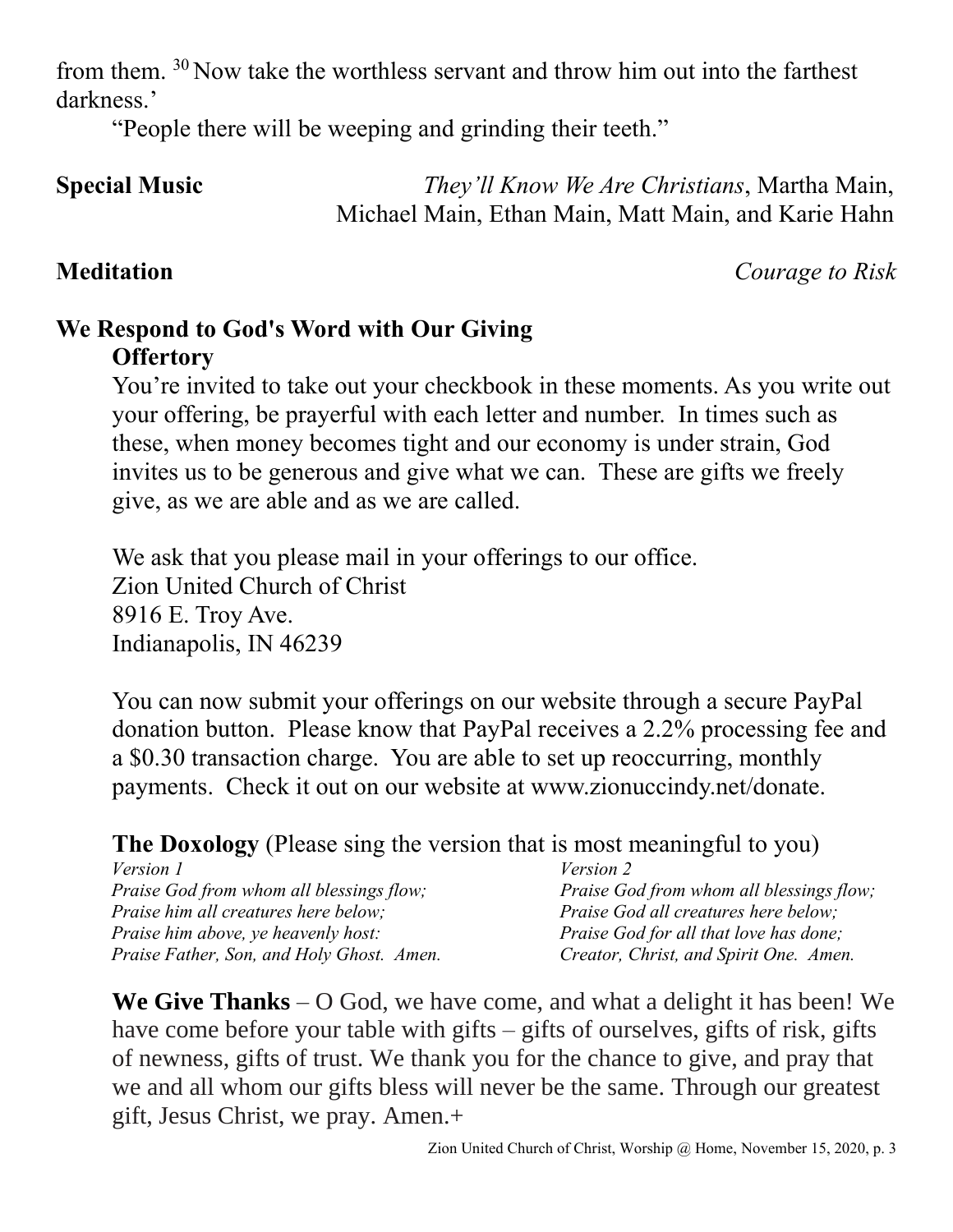from them. [30] Now take the worthless servant and throw him out into the farthest darkness.'

"People there will be weeping and grinding their teeth."

**Special Music** *They'll Know We Are Christians*, Martha Main, Michael Main, Ethan Main, Matt Main, and Karie Hahn

**Meditation** *Courage to Risk*

**We Respond to God's Word with Our Giving**

**Offertory**

You're invited to take out your checkbook in these moments. As you write out your offering, be prayerful with each letter and number. In times such as these, when money becomes tight and our economy is under strain, God invites us to be generous and give what we can. These are gifts we freely give, as we are able and as we are called.

We ask that you please mail in your offerings to our office.
Zion United Church of Christ
8916 E. Troy Ave.
Indianapolis, IN 46239

You can now submit your offerings on our website through a secure PayPal donation button. Please know that PayPal receives a 2.2% processing fee and a $0.30 transaction charge. You are able to set up reoccurring, monthly payments. Check it out on our website at www.zionuccindy.net/donate.

**The Doxology** (Please sing the version that is most meaningful to you)

*Version 1*
*Praise God from whom all blessings flow;*
*Praise him all creatures here below;*
*Praise him above, ye heavenly host:*
*Praise Father, Son, and Holy Ghost. Amen.*

*Version 2*
*Praise God from whom all blessings flow;*
*Praise God all creatures here below;*
*Praise God for all that love has done;*
*Creator, Christ, and Spirit One. Amen.*

**We Give Thanks** – O God, we have come, and what a delight it has been! We have come before your table with gifts – gifts of ourselves, gifts of risk, gifts of newness, gifts of trust. We thank you for the chance to give, and pray that we and all whom our gifts bless will never be the same. Through our greatest gift, Jesus Christ, we pray. Amen.+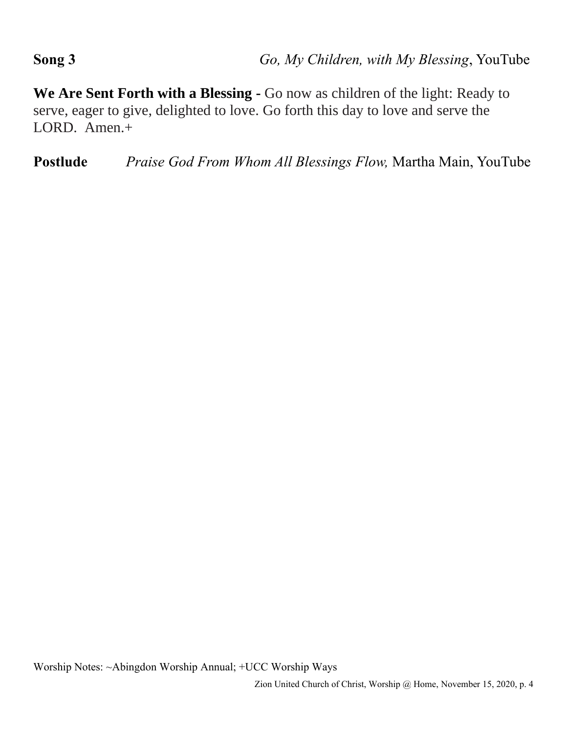**Song 3** *Go, My Children, with My Blessing*, YouTube

**We Are Sent Forth with a Blessing -** Go now as children of the light: Ready to serve, eager to give, delighted to love. Go forth this day to love and serve the LORD. Amen.+

**Postlude** *Praise God From Whom All Blessings Flow,* Martha Main, YouTube

Worship Notes: ~Abingdon Worship Annual; +UCC Worship Ways